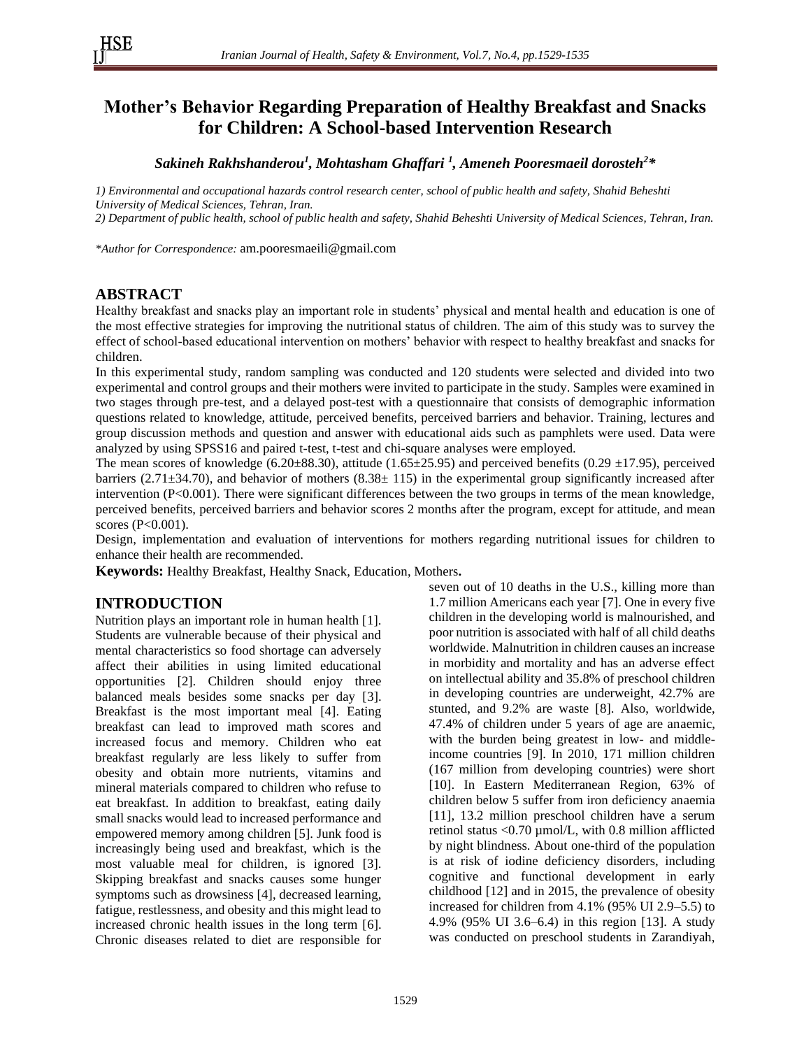# Mother's Behavior Regarding Preparation of Healthy Breakfast and Snacks for Children: A School-based Intervention Research

***Sakineh Rakhshanderou[1], Mohtasham Ghaffari [1], Ameneh Pooresmaeil dorosteh[2]****

*1) Environmental and occupational hazards control research center, school of public health and safety, Shahid Beheshti University of Medical Sciences, Tehran, Iran.*

*2) Department of public health, school of public health and safety, Shahid Beheshti University of Medical Sciences, Tehran, Iran.*

**Author for Correspondence:* am.pooresmaeili@gmail.com

## ABSTRACT

Healthy breakfast and snacks play an important role in students' physical and mental health and education is one of the most effective strategies for improving the nutritional status of children. The aim of this study was to survey the effect of school-based educational intervention on mothers' behavior with respect to healthy breakfast and snacks for children.

In this experimental study, random sampling was conducted and 120 students were selected and divided into two experimental and control groups and their mothers were invited to participate in the study. Samples were examined in two stages through pre-test, and a delayed post-test with a questionnaire that consists of demographic information questions related to knowledge, attitude, perceived benefits, perceived barriers and behavior. Training, lectures and group discussion methods and question and answer with educational aids such as pamphlets were used. Data were analyzed by using SPSS16 and paired t-test, t-test and chi-square analyses were employed.

The mean scores of knowledge (6.20±88.30), attitude (1.65±25.95) and perceived benefits (0.29 ±17.95), perceived barriers (2.71±34.70), and behavior of mothers (8.38± 115) in the experimental group significantly increased after intervention (P<0.001). There were significant differences between the two groups in terms of the mean knowledge, perceived benefits, perceived barriers and behavior scores 2 months after the program, except for attitude, and mean scores (P<0.001).

Design, implementation and evaluation of interventions for mothers regarding nutritional issues for children to enhance their health are recommended.

**Keywords:** Healthy Breakfast, Healthy Snack, Education, Mothers**.**

## INTRODUCTION

Nutrition plays an important role in human health [1]. Students are vulnerable because of their physical and mental characteristics so food shortage can adversely affect their abilities in using limited educational opportunities [2]. Children should enjoy three balanced meals besides some snacks per day [3]. Breakfast is the most important meal [4]. Eating breakfast can lead to improved math scores and increased focus and memory. Children who eat breakfast regularly are less likely to suffer from obesity and obtain more nutrients, vitamins and mineral materials compared to children who refuse to eat breakfast. In addition to breakfast, eating daily small snacks would lead to increased performance and empowered memory among children [5]. Junk food is increasingly being used and breakfast, which is the most valuable meal for children, is ignored [3]. Skipping breakfast and snacks causes some hunger symptoms such as drowsiness [4], decreased learning, fatigue, restlessness, and obesity and this might lead to increased chronic health issues in the long term [6]. Chronic diseases related to diet are responsible for seven out of 10 deaths in the U.S., killing more than 1.7 million Americans each year [7]. One in every five children in the developing world is malnourished, and poor nutrition is associated with half of all child deaths worldwide. Malnutrition in children causes an increase in morbidity and mortality and has an adverse effect on intellectual ability and 35.8% of preschool children in developing countries are underweight, 42.7% are stunted, and 9.2% are waste [8]. Also, worldwide, 47.4% of children under 5 years of age are anaemic, with the burden being greatest in low- and middle-income countries [9]. In 2010, 171 million children (167 million from developing countries) were short [10]. In Eastern Mediterranean Region, 63% of children below 5 suffer from iron deficiency anaemia [11], 13.2 million preschool children have a serum retinol status <0.70 µmol/L, with 0.8 million afflicted by night blindness. About one-third of the population is at risk of iodine deficiency disorders, including cognitive and functional development in early childhood [12] and in 2015, the prevalence of obesity increased for children from 4.1% (95% UI 2.9–5.5) to 4.9% (95% UI 3.6–6.4) in this region [13]. A study was conducted on preschool students in Zarandiyah,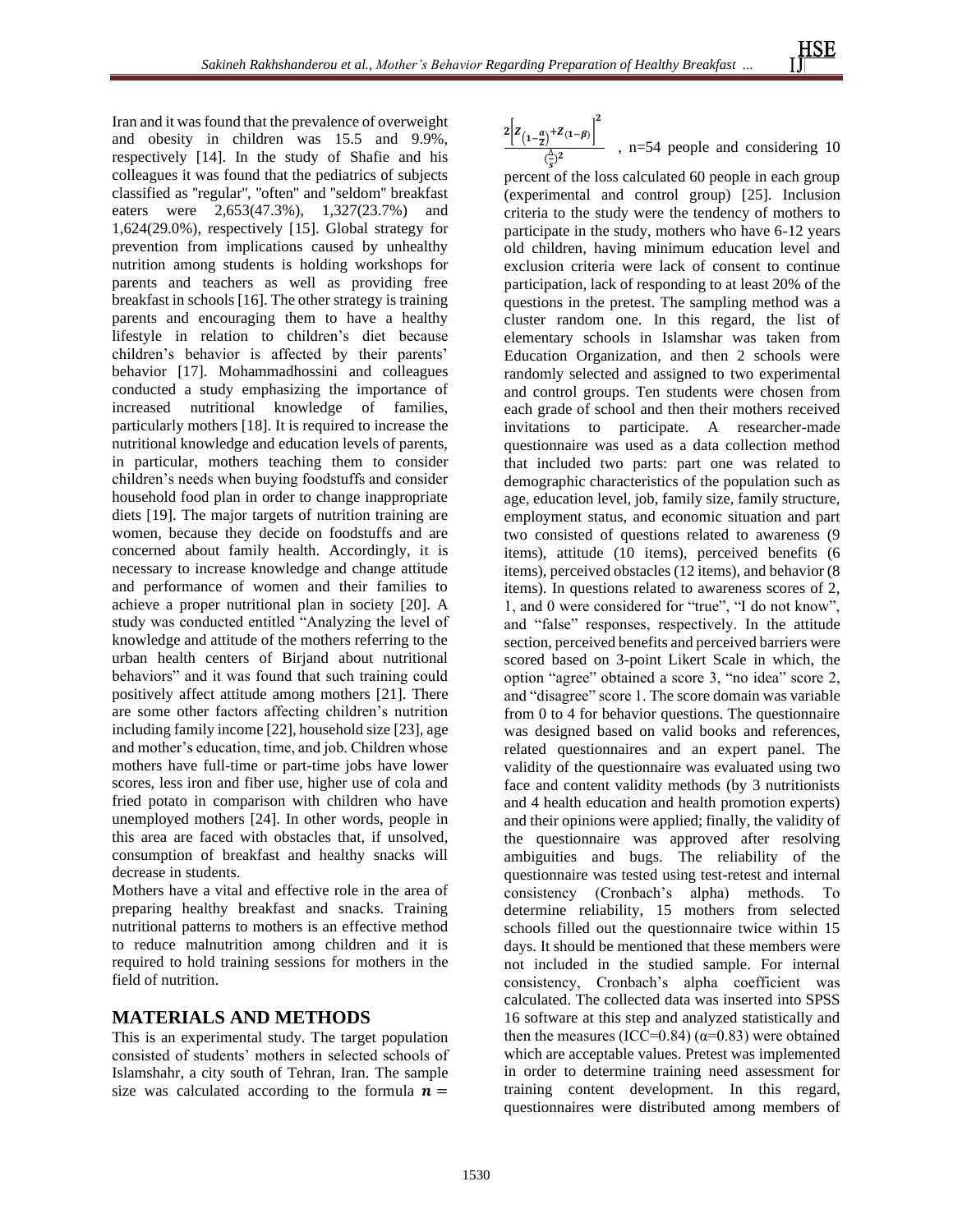Iran and it was found that the prevalence of overweight and obesity in children was 15.5 and 9.9%, respectively [14]. In the study of Shafie and his colleagues it was found that the pediatrics of subjects classified as "regular", "often" and "seldom" breakfast eaters were 2,653(47.3%), 1,327(23.7%) and 1,624(29.0%), respectively [15]. Global strategy for prevention from implications caused by unhealthy nutrition among students is holding workshops for parents and teachers as well as providing free breakfast in schools [16]. The other strategy is training parents and encouraging them to have a healthy lifestyle in relation to children's diet because children's behavior is affected by their parents' behavior [17]. Mohammadhossini and colleagues conducted a study emphasizing the importance of increased nutritional knowledge of families, particularly mothers [18]. It is required to increase the nutritional knowledge and education levels of parents, in particular, mothers teaching them to consider children's needs when buying foodstuffs and consider household food plan in order to change inappropriate diets [19]. The major targets of nutrition training are women, because they decide on foodstuffs and are concerned about family health. Accordingly, it is necessary to increase knowledge and change attitude and performance of women and their families to achieve a proper nutritional plan in society [20]. A study was conducted entitled "Analyzing the level of knowledge and attitude of the mothers referring to the urban health centers of Birjand about nutritional behaviors" and it was found that such training could positively affect attitude among mothers [21]. There are some other factors affecting children's nutrition including family income [22], household size [23], age and mother's education, time, and job. Children whose mothers have full-time or part-time jobs have lower scores, less iron and fiber use, higher use of cola and fried potato in comparison with children who have unemployed mothers [24]. In other words, people in this area are faced with obstacles that, if unsolved, consumption of breakfast and healthy snacks will decrease in students.

Mothers have a vital and effective role in the area of preparing healthy breakfast and snacks. Training nutritional patterns to mothers is an effective method to reduce malnutrition among children and it is required to hold training sessions for mothers in the field of nutrition.

## MATERIALS AND METHODS

This is an experimental study. The target population consisted of students' mothers in selected schools of Islamshahr, a city south of Tehran, Iran. The sample size was calculated according to the formula $n = \frac{2\left[Z_{\left(1-\frac{\alpha}{2}\right)}+Z_{(1-\beta)}\right]^2}{\left(\frac{\Delta}{s}\right)^2}$, n=54 people and considering 10 percent of the loss calculated 60 people in each group (experimental and control group) [25]. Inclusion criteria to the study were the tendency of mothers to participate in the study, mothers who have 6-12 years old children, having minimum education level and exclusion criteria were lack of consent to continue participation, lack of responding to at least 20% of the questions in the pretest. The sampling method was a cluster random one. In this regard, the list of elementary schools in Islamshar was taken from Education Organization, and then 2 schools were randomly selected and assigned to two experimental and control groups. Ten students were chosen from each grade of school and then their mothers received invitations to participate. A researcher-made questionnaire was used as a data collection method that included two parts: part one was related to demographic characteristics of the population such as age, education level, job, family size, family structure, employment status, and economic situation and part two consisted of questions related to awareness (9 items), attitude (10 items), perceived benefits (6 items), perceived obstacles (12 items), and behavior (8 items). In questions related to awareness scores of 2, 1, and 0 were considered for "true", "I do not know", and "false" responses, respectively. In the attitude section, perceived benefits and perceived barriers were scored based on 3-point Likert Scale in which, the option "agree" obtained a score 3, "no idea" score 2, and "disagree" score 1. The score domain was variable from 0 to 4 for behavior questions. The questionnaire was designed based on valid books and references, related questionnaires and an expert panel. The validity of the questionnaire was evaluated using two face and content validity methods (by 3 nutritionists and 4 health education and health promotion experts) and their opinions were applied; finally, the validity of the questionnaire was approved after resolving ambiguities and bugs. The reliability of the questionnaire was tested using test-retest and internal consistency (Cronbach's alpha) methods. To determine reliability, 15 mothers from selected schools filled out the questionnaire twice within 15 days. It should be mentioned that these members were not included in the studied sample. For internal consistency, Cronbach's alpha coefficient was calculated. The collected data was inserted into SPSS 16 software at this step and analyzed statistically and then the measures (ICC=0.84) ($\alpha$=0.83) were obtained which are acceptable values. Pretest was implemented in order to determine training need assessment for training content development. In this regard, questionnaires were distributed among members of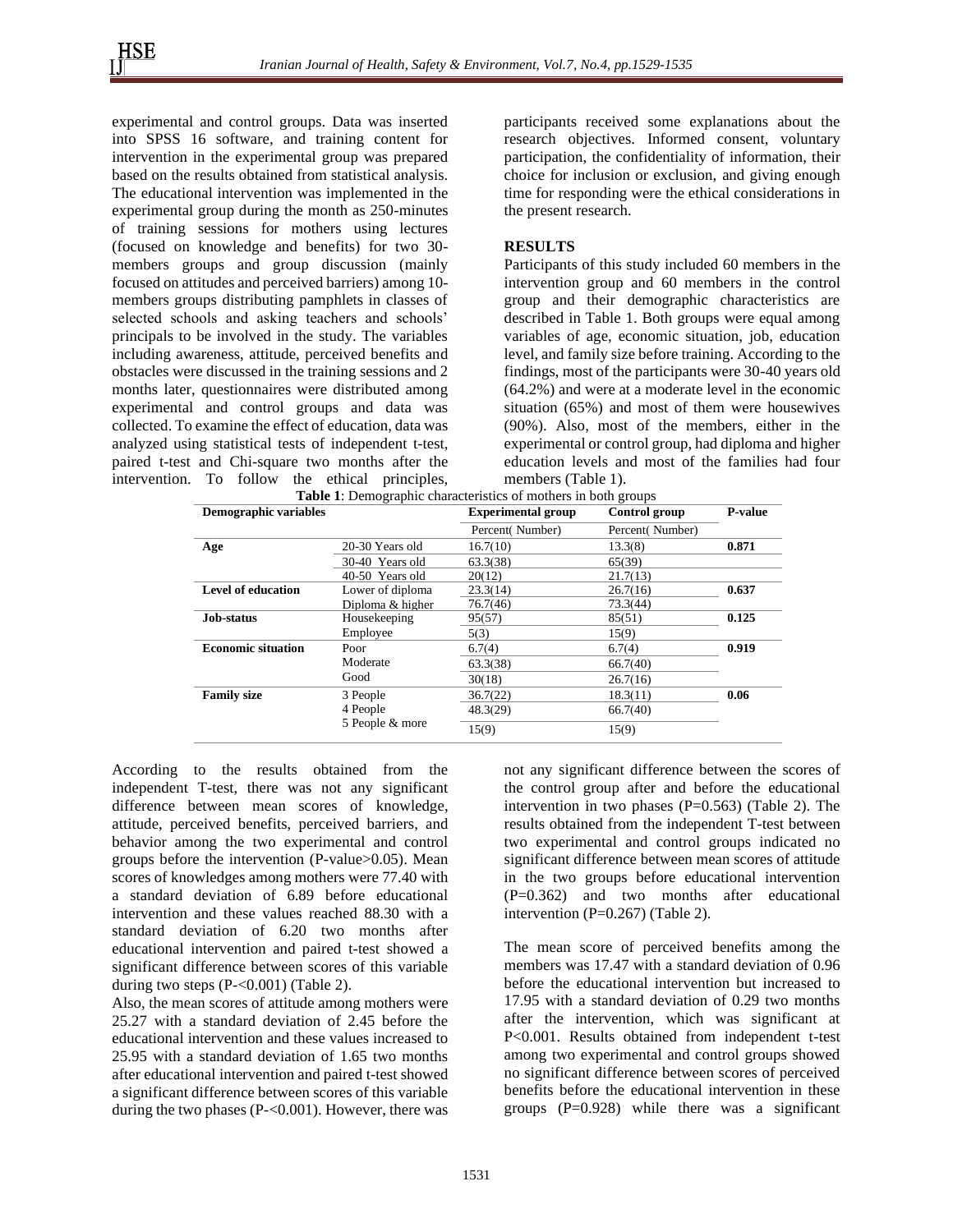experimental and control groups. Data was inserted into SPSS 16 software, and training content for intervention in the experimental group was prepared based on the results obtained from statistical analysis. The educational intervention was implemented in the experimental group during the month as 250-minutes of training sessions for mothers using lectures (focused on knowledge and benefits) for two 30-members groups and group discussion (mainly focused on attitudes and perceived barriers) among 10-members groups distributing pamphlets in classes of selected schools and asking teachers and schools' principals to be involved in the study. The variables including awareness, attitude, perceived benefits and obstacles were discussed in the training sessions and 2 months later, questionnaires were distributed among experimental and control groups and data was collected. To examine the effect of education, data was analyzed using statistical tests of independent t-test, paired t-test and Chi-square two months after the intervention. To follow the ethical principles, participants received some explanations about the research objectives. Informed consent, voluntary participation, the confidentiality of information, their choice for inclusion or exclusion, and giving enough time for responding were the ethical considerations in the present research.

## RESULTS

Participants of this study included 60 members in the intervention group and 60 members in the control group and their demographic characteristics are described in Table 1. Both groups were equal among variables of age, economic situation, job, education level, and family size before training. According to the findings, most of the participants were 30-40 years old (64.2%) and were at a moderate level in the economic situation (65%) and most of them were housewives (90%). Also, most of the members, either in the experimental or control group, had diploma and higher education levels and most of the families had four members (Table 1).

**Table 1**: Demographic characteristics of mothers in both groups

| Demographic variables | | Experimental group | Control group | P-value |
|---|---|---|---|---|
| | | Percent( Number) | Percent( Number) | |
| **Age** | 20-30 Years old | 16.7(10) | 13.3(8) | **0.871** |
| | 30-40 Years old | 63.3(38) | 65(39) | |
| | 40-50 Years old | 20(12) | 21.7(13) | |
| **Level of education** | Lower of diploma | 23.3(14) | 26.7(16) | **0.637** |
| | Diploma & higher | 76.7(46) | 73.3(44) | |
| **Job-status** | Housekeeping | 95(57) | 85(51) | **0.125** |
| | Employee | 5(3) | 15(9) | |
| **Economic situation** | Poor | 6.7(4) | 6.7(4) | **0.919** |
| | Moderate | 63.3(38) | 66.7(40) | |
| | Good | 30(18) | 26.7(16) | |
| **Family size** | 3 People | 36.7(22) | 18.3(11) | **0.06** |
| | 4 People | 48.3(29) | 66.7(40) | |
| | 5 People & more | 15(9) | 15(9) | |

According to the results obtained from the independent T-test, there was not any significant difference between mean scores of knowledge, attitude, perceived benefits, perceived barriers, and behavior among the two experimental and control groups before the intervention (P-value>0.05). Mean scores of knowledges among mothers were 77.40 with a standard deviation of 6.89 before educational intervention and these values reached 88.30 with a standard deviation of 6.20 two months after educational intervention and paired t-test showed a significant difference between scores of this variable during two steps (P-<0.001) (Table 2).

Also, the mean scores of attitude among mothers were 25.27 with a standard deviation of 2.45 before the educational intervention and these values increased to 25.95 with a standard deviation of 1.65 two months after educational intervention and paired t-test showed a significant difference between scores of this variable during the two phases (P-<0.001). However, there was not any significant difference between the scores of the control group after and before the educational intervention in two phases (P=0.563) (Table 2). The results obtained from the independent T-test between two experimental and control groups indicated no significant difference between mean scores of attitude in the two groups before educational intervention (P=0.362) and two months after educational intervention (P=0.267) (Table 2).

The mean score of perceived benefits among the members was 17.47 with a standard deviation of 0.96 before the educational intervention but increased to 17.95 with a standard deviation of 0.29 two months after the intervention, which was significant at P<0.001. Results obtained from independent t-test among two experimental and control groups showed no significant difference between scores of perceived benefits before the educational intervention in these groups (P=0.928) while there was a significant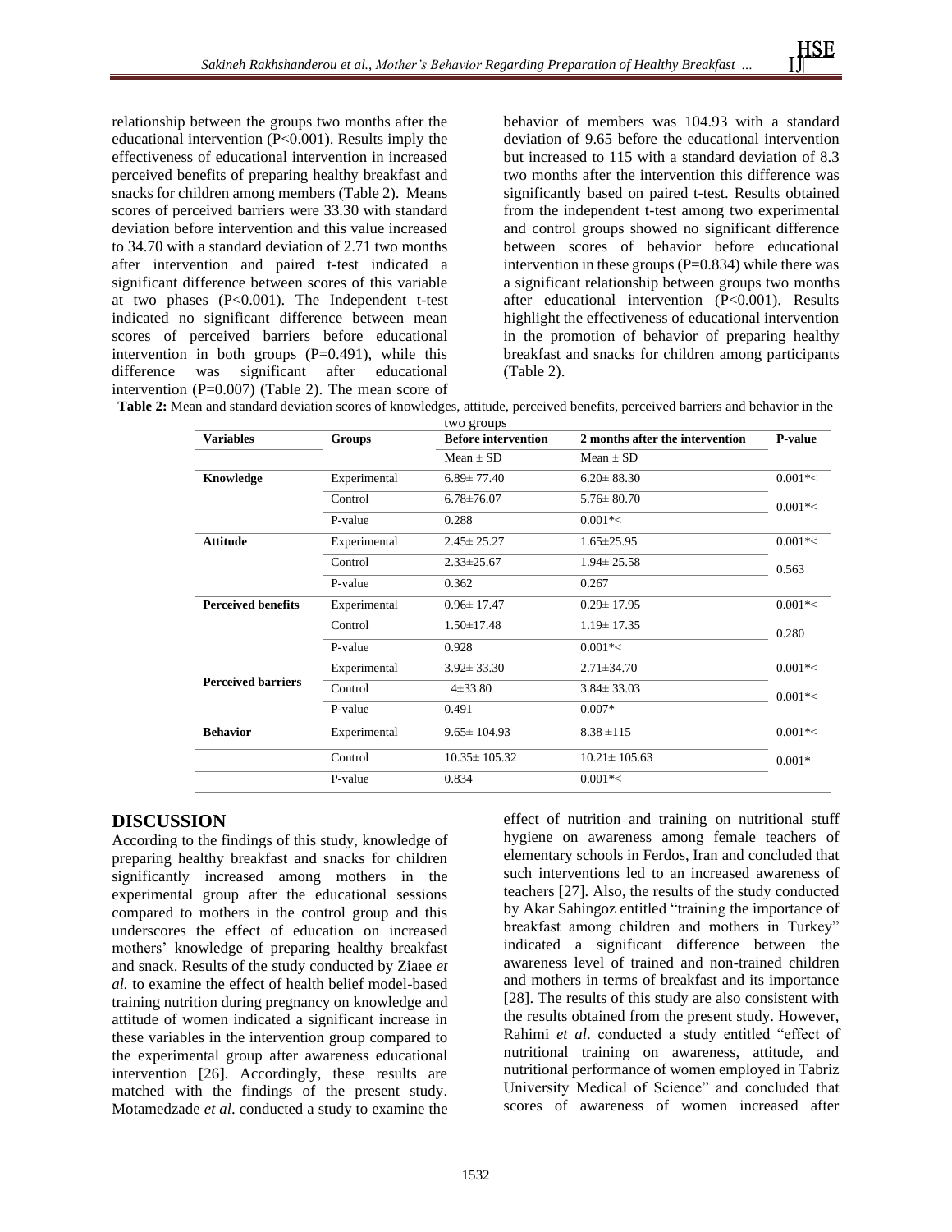relationship between the groups two months after the educational intervention (P<0.001). Results imply the effectiveness of educational intervention in increased perceived benefits of preparing healthy breakfast and snacks for children among members (Table 2). Means scores of perceived barriers were 33.30 with standard deviation before intervention and this value increased to 34.70 with a standard deviation of 2.71 two months after intervention and paired t-test indicated a significant difference between scores of this variable at two phases (P<0.001). The Independent t-test indicated no significant difference between mean scores of perceived barriers before educational intervention in both groups (P=0.491), while this difference was significant after educational intervention (P=0.007) (Table 2). The mean score of behavior of members was 104.93 with a standard deviation of 9.65 before the educational intervention but increased to 115 with a standard deviation of 8.3 two months after the intervention this difference was significantly based on paired t-test. Results obtained from the independent t-test among two experimental and control groups showed no significant difference between scores of behavior before educational intervention in these groups (P=0.834) while there was a significant relationship between groups two months after educational intervention (P<0.001). Results highlight the effectiveness of educational intervention in the promotion of behavior of preparing healthy breakfast and snacks for children among participants (Table 2).

**Table 2:** Mean and standard deviation scores of knowledges, attitude, perceived benefits, perceived barriers and behavior in the two groups

| Variables | Groups | Before intervention | 2 months after the intervention | P-value |
|---|---|---|---|---|
| | | Mean ± SD | Mean ± SD | |
| **Knowledge** | Experimental | 6.89± 77.40 | 6.20± 88.30 | 0.001*< |
| | Control | 6.78±76.07 | 5.76± 80.70 | 0.001*< |
| | P-value | 0.288 | 0.001*< | |
| **Attitude** | Experimental | 2.45± 25.27 | 1.65±25.95 | 0.001*< |
| | Control | 2.33±25.67 | 1.94± 25.58 | 0.563 |
| | P-value | 0.362 | 0.267 | |
| **Perceived benefits** | Experimental | 0.96± 17.47 | 0.29± 17.95 | 0.001*< |
| | Control | 1.50±17.48 | 1.19± 17.35 | 0.280 |
| | P-value | 0.928 | 0.001*< | |
| **Perceived barriers** | Experimental | 3.92± 33.30 | 2.71±34.70 | 0.001*< |
| | Control | 4±33.80 | 3.84± 33.03 | 0.001*< |
| | P-value | 0.491 | 0.007* | |
| **Behavior** | Experimental | 9.65± 104.93 | 8.38 ±115 | 0.001*< |
| | Control | 10.35± 105.32 | 10.21± 105.63 | 0.001* |
| | P-value | 0.834 | 0.001*< | |

## DISCUSSION

According to the findings of this study, knowledge of preparing healthy breakfast and snacks for children significantly increased among mothers in the experimental group after the educational sessions compared to mothers in the control group and this underscores the effect of education on increased mothers' knowledge of preparing healthy breakfast and snack. Results of the study conducted by Ziaee *et al.* to examine the effect of health belief model-based training nutrition during pregnancy on knowledge and attitude of women indicated a significant increase in these variables in the intervention group compared to the experimental group after awareness educational intervention [26]. Accordingly, these results are matched with the findings of the present study. Motamedzade *et al*. conducted a study to examine the effect of nutrition and training on nutritional stuff hygiene on awareness among female teachers of elementary schools in Ferdos, Iran and concluded that such interventions led to an increased awareness of teachers [27]. Also, the results of the study conducted by Akar Sahingoz entitled "training the importance of breakfast among children and mothers in Turkey" indicated a significant difference between the awareness level of trained and non-trained children and mothers in terms of breakfast and its importance [28]. The results of this study are also consistent with the results obtained from the present study. However, Rahimi *et al*. conducted a study entitled "effect of nutritional training on awareness, attitude, and nutritional performance of women employed in Tabriz University Medical of Science" and concluded that scores of awareness of women increased after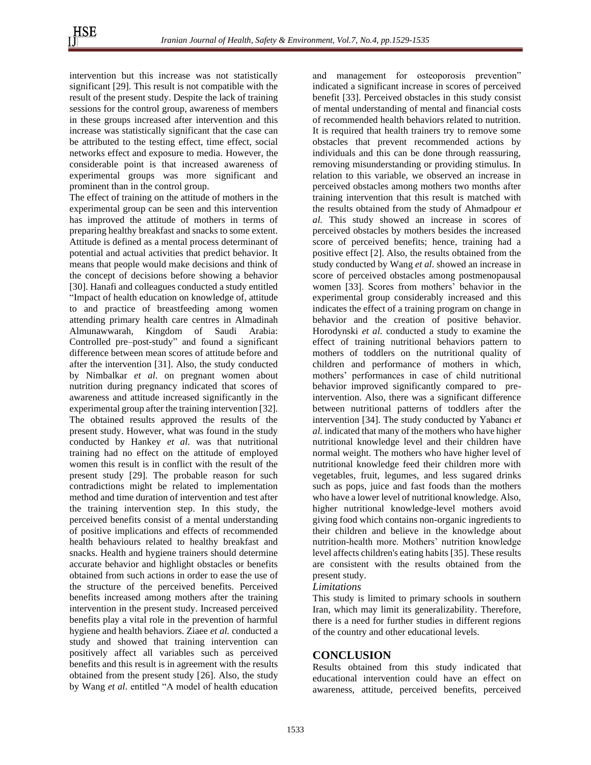intervention but this increase was not statistically significant [29]. This result is not compatible with the result of the present study. Despite the lack of training sessions for the control group, awareness of members in these groups increased after intervention and this increase was statistically significant that the case can be attributed to the testing effect, time effect, social networks effect and exposure to media. However, the considerable point is that increased awareness of experimental groups was more significant and prominent than in the control group.

The effect of training on the attitude of mothers in the experimental group can be seen and this intervention has improved the attitude of mothers in terms of preparing healthy breakfast and snacks to some extent. Attitude is defined as a mental process determinant of potential and actual activities that predict behavior. It means that people would make decisions and think of the concept of decisions before showing a behavior [30]. Hanafi and colleagues conducted a study entitled "Impact of health education on knowledge of, attitude to and practice of breastfeeding among women attending primary health care centres in Almadinah Almunawwarah, Kingdom of Saudi Arabia: Controlled pre–post-study" and found a significant difference between mean scores of attitude before and after the intervention [31]. Also, the study conducted by Nimbalkar *et al*. on pregnant women about nutrition during pregnancy indicated that scores of awareness and attitude increased significantly in the experimental group after the training intervention [32]. The obtained results approved the results of the present study. However, what was found in the study conducted by Hankey *et al.* was that nutritional training had no effect on the attitude of employed women this result is in conflict with the result of the present study [29]. The probable reason for such contradictions might be related to implementation method and time duration of intervention and test after the training intervention step. In this study, the perceived benefits consist of a mental understanding of positive implications and effects of recommended health behaviours related to healthy breakfast and snacks. Health and hygiene trainers should determine accurate behavior and highlight obstacles or benefits obtained from such actions in order to ease the use of the structure of the perceived benefits. Perceived benefits increased among mothers after the training intervention in the present study. Increased perceived benefits play a vital role in the prevention of harmful hygiene and health behaviors. Ziaee *et al.* conducted a study and showed that training intervention can positively affect all variables such as perceived benefits and this result is in agreement with the results obtained from the present study [26]. Also, the study by Wang *et al*. entitled "A model of health education and management for osteoporosis prevention" indicated a significant increase in scores of perceived benefit [33]. Perceived obstacles in this study consist of mental understanding of mental and financial costs of recommended health behaviors related to nutrition. It is required that health trainers try to remove some obstacles that prevent recommended actions by individuals and this can be done through reassuring, removing misunderstanding or providing stimulus. In relation to this variable, we observed an increase in perceived obstacles among mothers two months after training intervention that this result is matched with the results obtained from the study of Ahmadpour *et al.* This study showed an increase in scores of perceived obstacles by mothers besides the increased score of perceived benefits; hence, training had a positive effect [2]. Also, the results obtained from the study conducted by Wang *et al*. showed an increase in score of perceived obstacles among postmenopausal women [33]. Scores from mothers' behavior in the experimental group considerably increased and this indicates the effect of a training program on change in behavior and the creation of positive behavior. Horodynski *et al.* conducted a study to examine the effect of training nutritional behaviors pattern to mothers of toddlers on the nutritional quality of children and performance of mothers in which, mothers' performances in case of child nutritional behavior improved significantly compared to pre-intervention. Also, there was a significant difference between nutritional patterns of toddlers after the intervention [34]. The study conducted by Yabancı *et al.* indicated that many of the mothers who have higher nutritional knowledge level and their children have normal weight. The mothers who have higher level of nutritional knowledge feed their children more with vegetables, fruit, legumes, and less sugared drinks such as pops, juice and fast foods than the mothers who have a lower level of nutritional knowledge. Also, higher nutritional knowledge-level mothers avoid giving food which contains non-organic ingredients to their children and believe in the knowledge about nutrition-health more. Mothers' nutrition knowledge level affects children's eating habits [35]. These results are consistent with the results obtained from the present study.

*Limitations*

This study is limited to primary schools in southern Iran, which may limit its generalizability. Therefore, there is a need for further studies in different regions of the country and other educational levels.

## CONCLUSION

Results obtained from this study indicated that educational intervention could have an effect on awareness, attitude, perceived benefits, perceived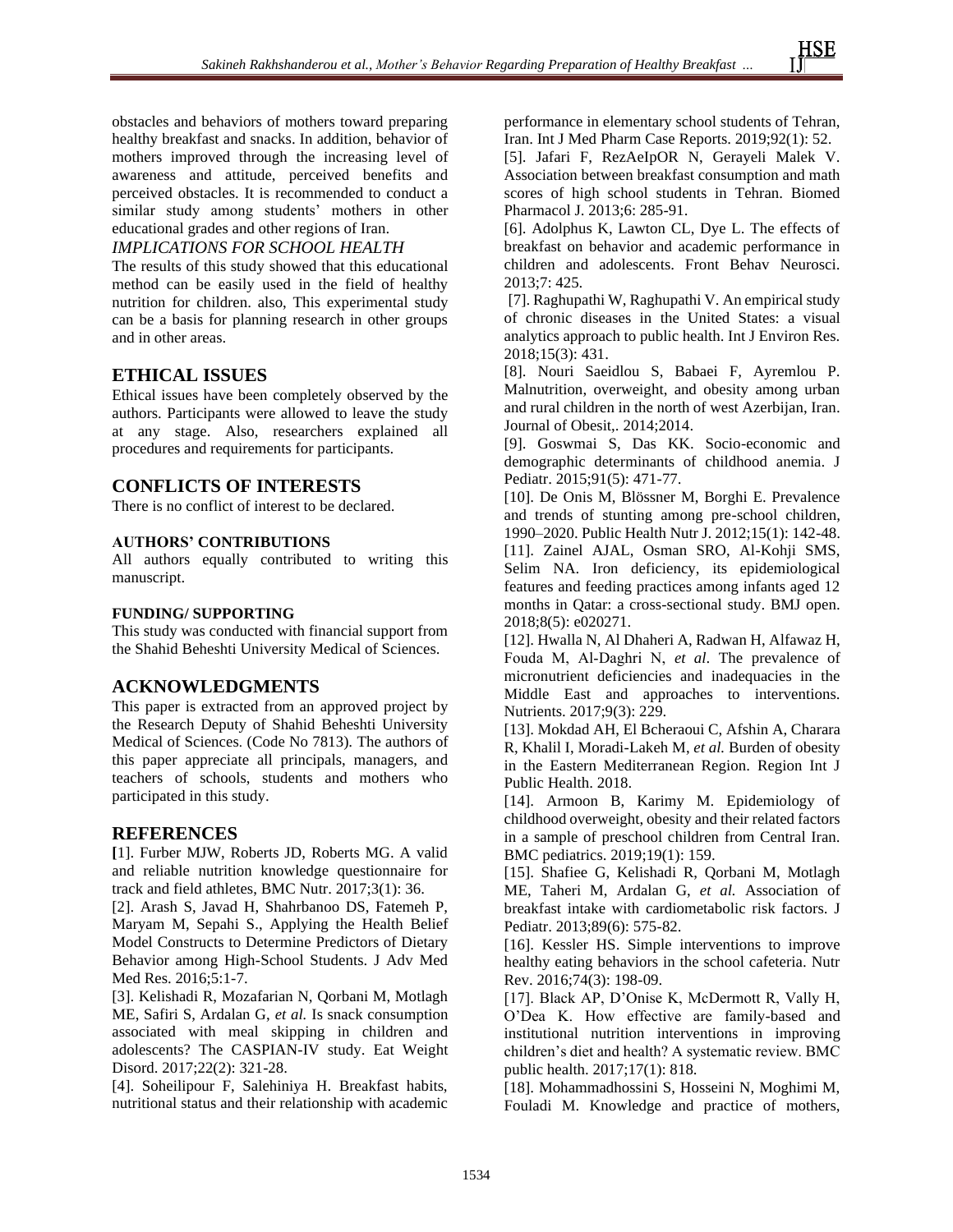obstacles and behaviors of mothers toward preparing healthy breakfast and snacks. In addition, behavior of mothers improved through the increasing level of awareness and attitude, perceived benefits and perceived obstacles. It is recommended to conduct a similar study among students' mothers in other educational grades and other regions of Iran.

*IMPLICATIONS FOR SCHOOL HEALTH*

The results of this study showed that this educational method can be easily used in the field of healthy nutrition for children. also, This experimental study can be a basis for planning research in other groups and in other areas.

## ETHICAL ISSUES

Ethical issues have been completely observed by the authors. Participants were allowed to leave the study at any stage. Also, researchers explained all procedures and requirements for participants.

## CONFLICTS OF INTERESTS

There is no conflict of interest to be declared.

### AUTHORS' CONTRIBUTIONS

All authors equally contributed to writing this manuscript.

### FUNDING/ SUPPORTING

This study was conducted with financial support from the Shahid Beheshti University Medical of Sciences.

## ACKNOWLEDGMENTS

This paper is extracted from an approved project by the Research Deputy of Shahid Beheshti University Medical of Sciences. (Code No 7813). The authors of this paper appreciate all principals, managers, and teachers of schools, students and mothers who participated in this study.

## REFERENCES

[1]. Furber MJW, Roberts JD, Roberts MG. A valid and reliable nutrition knowledge questionnaire for track and field athletes, BMC Nutr. 2017;3(1): 36.

[2]. Arash S, Javad H, Shahrbanoo DS, Fatemeh P, Maryam M, Sepahi S., Applying the Health Belief Model Constructs to Determine Predictors of Dietary Behavior among High-School Students. J Adv Med Med Res. 2016;5:1-7.

[3]. Kelishadi R, Mozafarian N, Qorbani M, Motlagh ME, Safiri S, Ardalan G, *et al.* Is snack consumption associated with meal skipping in children and adolescents? The CASPIAN-IV study. Eat Weight Disord. 2017;22(2): 321-28.

[4]. Soheilipour F, Salehiniya H. Breakfast habits, nutritional status and their relationship with academic performance in elementary school students of Tehran, Iran. Int J Med Pharm Case Reports. 2019;92(1): 52.

[5]. Jafari F, RezAeIpOR N, Gerayeli Malek V. Association between breakfast consumption and math scores of high school students in Tehran. Biomed Pharmacol J. 2013;6: 285-91.

[6]. Adolphus K, Lawton CL, Dye L. The effects of breakfast on behavior and academic performance in children and adolescents. Front Behav Neurosci. 2013;7: 425.

[7]. Raghupathi W, Raghupathi V. An empirical study of chronic diseases in the United States: a visual analytics approach to public health. Int J Environ Res. 2018;15(3): 431.

[8]. Nouri Saeidlou S, Babaei F, Ayremlou P. Malnutrition, overweight, and obesity among urban and rural children in the north of west Azerbijan, Iran. Journal of Obesit,. 2014;2014.

[9]. Goswmai S, Das KK. Socio-economic and demographic determinants of childhood anemia. J Pediatr. 2015;91(5): 471-77.

[10]. De Onis M, Blössner M, Borghi E. Prevalence and trends of stunting among pre-school children, 1990–2020. Public Health Nutr J. 2012;15(1): 142-48.

[11]. Zainel AJAL, Osman SRO, Al-Kohji SMS, Selim NA. Iron deficiency, its epidemiological features and feeding practices among infants aged 12 months in Qatar: a cross-sectional study. BMJ open. 2018;8(5): e020271.

[12]. Hwalla N, Al Dhaheri A, Radwan H, Alfawaz H, Fouda M, Al-Daghri N, *et al*. The prevalence of micronutrient deficiencies and inadequacies in the Middle East and approaches to interventions. Nutrients. 2017;9(3): 229.

[13]. Mokdad AH, El Bcheraoui C, Afshin A, Charara R, Khalil I, Moradi-Lakeh M, *et al.* Burden of obesity in the Eastern Mediterranean Region. Region Int J Public Health. 2018.

[14]. Armoon B, Karimy M. Epidemiology of childhood overweight, obesity and their related factors in a sample of preschool children from Central Iran. BMC pediatrics. 2019;19(1): 159.

[15]. Shafiee G, Kelishadi R, Qorbani M, Motlagh ME, Taheri M, Ardalan G, *et al.* Association of breakfast intake with cardiometabolic risk factors. J Pediatr. 2013;89(6): 575-82.

[16]. Kessler HS. Simple interventions to improve healthy eating behaviors in the school cafeteria. Nutr Rev. 2016;74(3): 198-09.

[17]. Black AP, D'Onise K, McDermott R, Vally H, O'Dea K. How effective are family-based and institutional nutrition interventions in improving children's diet and health? A systematic review. BMC public health. 2017;17(1): 818.

[18]. Mohammadhossini S, Hosseini N, Moghimi M, Fouladi M. Knowledge and practice of mothers,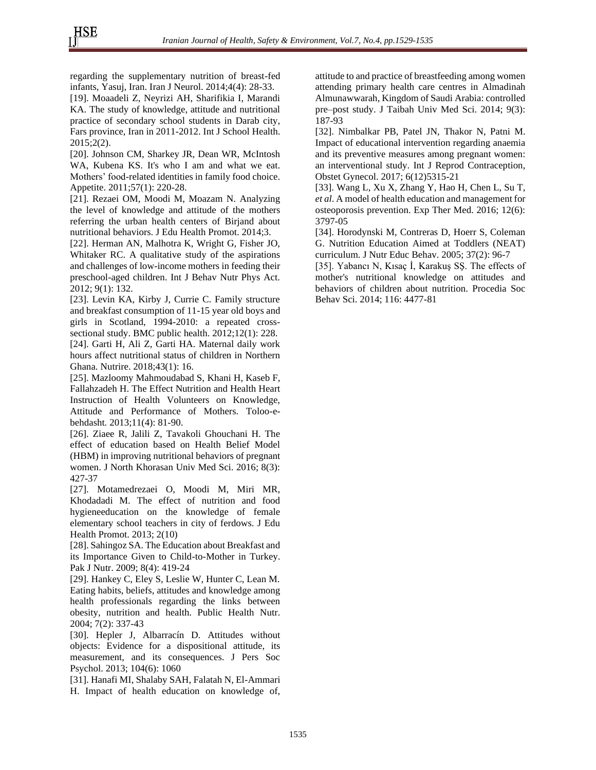regarding the supplementary nutrition of breast-fed infants, Yasuj, Iran. Iran J Neurol. 2014;4(4): 28-33.

[19]. Moaadeli Z, Neyrizi AH, Sharifikia I, Marandi KA. The study of knowledge, attitude and nutritional practice of secondary school students in Darab city, Fars province, Iran in 2011-2012. Int J School Health. 2015;2(2).

[20]. Johnson CM, Sharkey JR, Dean WR, McIntosh WA, Kubena KS. It's who I am and what we eat. Mothers' food-related identities in family food choice. Appetite. 2011;57(1): 220-28.

[21]. Rezaei OM, Moodi M, Moazam N. Analyzing the level of knowledge and attitude of the mothers referring the urban health centers of Birjand about nutritional behaviors. J Edu Health Promot. 2014;3.

[22]. Herman AN, Malhotra K, Wright G, Fisher JO, Whitaker RC. A qualitative study of the aspirations and challenges of low-income mothers in feeding their preschool-aged children. Int J Behav Nutr Phys Act. 2012; 9(1): 132.

[23]. Levin KA, Kirby J, Currie C. Family structure and breakfast consumption of 11-15 year old boys and girls in Scotland, 1994-2010: a repeated cross-sectional study. BMC public health. 2012;12(1): 228.

[24]. Garti H, Ali Z, Garti HA. Maternal daily work hours affect nutritional status of children in Northern Ghana. Nutrire. 2018;43(1): 16.

[25]. Mazloomy Mahmoudabad S, Khani H, Kaseb F, Fallahzadeh H. The Effect Nutrition and Health Heart Instruction of Health Volunteers on Knowledge, Attitude and Performance of Mothers. Toloo-e-behdasht. 2013;11(4): 81-90.

[26]. Ziaee R, Jalili Z, Tavakoli Ghouchani H. The effect of education based on Health Belief Model (HBM) in improving nutritional behaviors of pregnant women. J North Khorasan Univ Med Sci. 2016; 8(3): 427-37

[27]. Motamedrezaei O, Moodi M, Miri MR, Khodadadi M. The effect of nutrition and food hygieneeducation on the knowledge of female elementary school teachers in city of ferdows. J Edu Health Promot. 2013; 2(10)

[28]. Sahingoz SA. The Education about Breakfast and its Importance Given to Child-to-Mother in Turkey. Pak J Nutr. 2009; 8(4): 419-24

[29]. Hankey C, Eley S, Leslie W, Hunter C, Lean M. Eating habits, beliefs, attitudes and knowledge among health professionals regarding the links between obesity, nutrition and health. Public Health Nutr. 2004; 7(2): 337-43

[30]. Hepler J, Albarracín D. Attitudes without objects: Evidence for a dispositional attitude, its measurement, and its consequences. J Pers Soc Psychol. 2013; 104(6): 1060

[31]. Hanafi MI, Shalaby SAH, Falatah N, El-Ammari H. Impact of health education on knowledge of, attitude to and practice of breastfeeding among women attending primary health care centres in Almadinah Almunawwarah, Kingdom of Saudi Arabia: controlled pre–post study. J Taibah Univ Med Sci. 2014; 9(3): 187-93

[32]. Nimbalkar PB, Patel JN, Thakor N, Patni M. Impact of educational intervention regarding anaemia and its preventive measures among pregnant women: an interventional study. Int J Reprod Contraception, Obstet Gynecol. 2017; 6(12)5315-21

[33]. Wang L, Xu X, Zhang Y, Hao H, Chen L, Su T, *et al*. A model of health education and management for osteoporosis prevention. Exp Ther Med. 2016; 12(6): 3797-05

[34]. Horodynski M, Contreras D, Hoerr S, Coleman G. Nutrition Education Aimed at Toddlers (NEAT) curriculum. J Nutr Educ Behav. 2005; 37(2): 96-7

[35]. Yabancı N, Kısaç İ, Karakuş SŞ. The effects of mother's nutritional knowledge on attitudes and behaviors of children about nutrition. Procedia Soc Behav Sci. 2014; 116: 4477-81